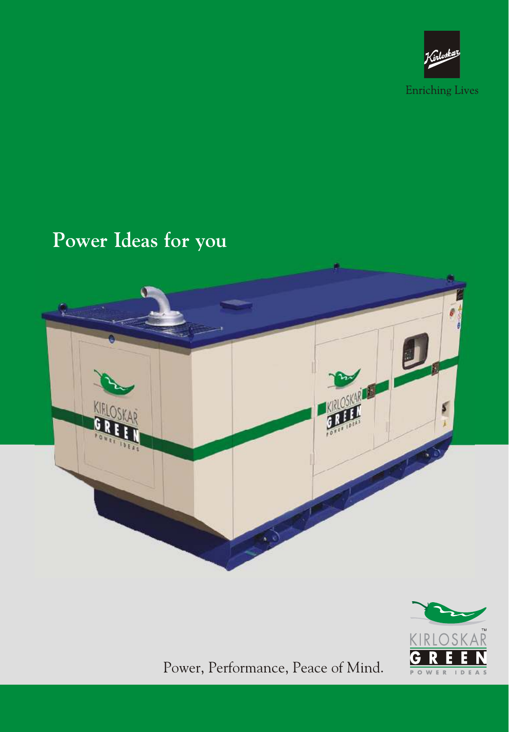Kirloskar

Enriching Lives

# Power Ideas for you

KIRLOSKAR GREEN POWER IDEAS

Power, Performance, Peace of Mind.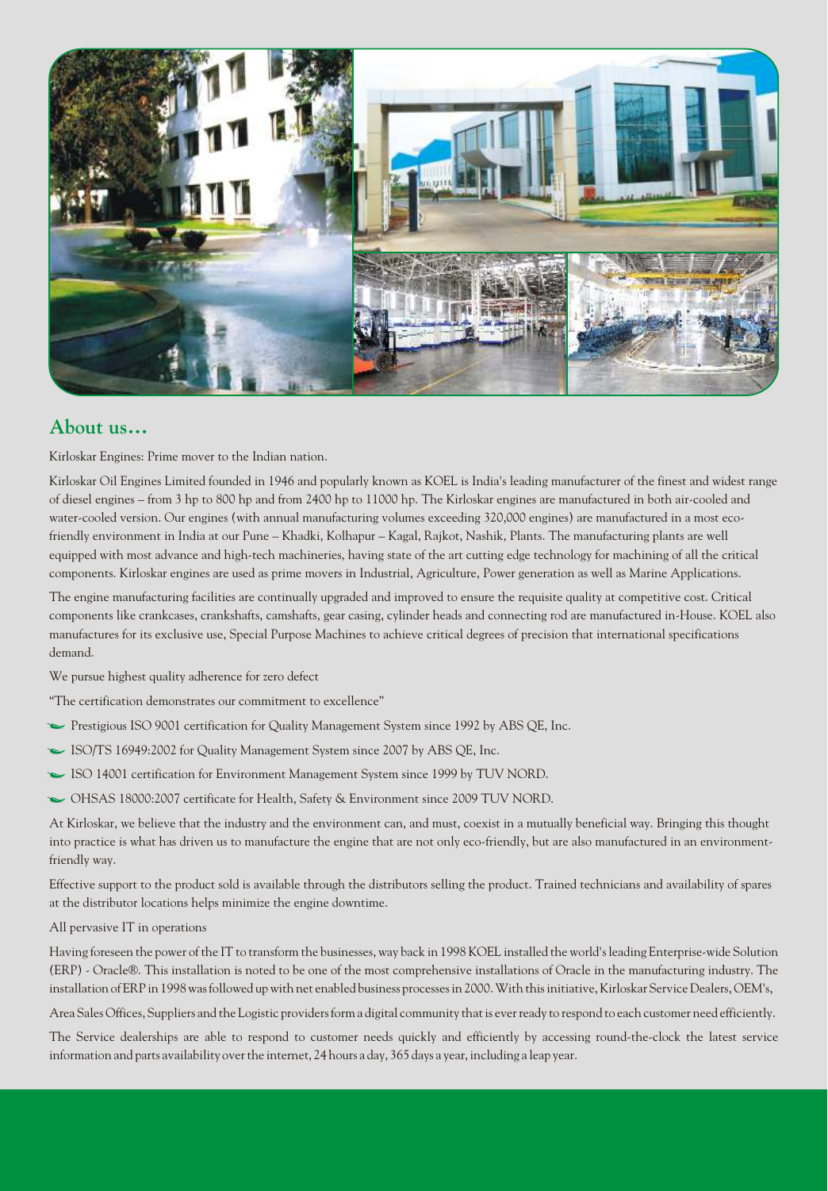## About us…

Kirloskar Engines: Prime mover to the Indian nation.

Kirloskar Oil Engines Limited founded in 1946 and popularly known as KOEL is India's leading manufacturer of the finest and widest range of diesel engines – from 3 hp to 800 hp and from 2400 hp to 11000 hp. The Kirloskar engines are manufactured in both air-cooled and water-cooled version. Our engines (with annual manufacturing volumes exceeding 320,000 engines) are manufactured in a most eco-friendly environment in India at our Pune – Khadki, Kolhapur – Kagal, Rajkot, Nashik, Plants. The manufacturing plants are well equipped with most advance and high-tech machineries, having state of the art cutting edge technology for machining of all the critical components. Kirloskar engines are used as prime movers in Industrial, Agriculture, Power generation as well as Marine Applications.

The engine manufacturing facilities are continually upgraded and improved to ensure the requisite quality at competitive cost. Critical components like crankcases, crankshafts, camshafts, gear casing, cylinder heads and connecting rod are manufactured in-House. KOEL also manufactures for its exclusive use, Special Purpose Machines to achieve critical degrees of precision that international specifications demand.

We pursue highest quality adherence for zero defect

"The certification demonstrates our commitment to excellence"

- Prestigious ISO 9001 certification for Quality Management System since 1992 by ABS QE, Inc.
- ISO/TS 16949:2002 for Quality Management System since 2007 by ABS QE, Inc.
- ISO 14001 certification for Environment Management System since 1999 by TUV NORD.
- OHSAS 18000:2007 certificate for Health, Safety & Environment since 2009 TUV NORD.

At Kirloskar, we believe that the industry and the environment can, and must, coexist in a mutually beneficial way. Bringing this thought into practice is what has driven us to manufacture the engine that are not only eco-friendly, but are also manufactured in an environment-friendly way.

Effective support to the product sold is available through the distributors selling the product. Trained technicians and availability of spares at the distributor locations helps minimize the engine downtime.

All pervasive IT in operations

Having foreseen the power of the IT to transform the businesses, way back in 1998 KOEL installed the world's leading Enterprise-wide Solution (ERP) - Oracle®. This installation is noted to be one of the most comprehensive installations of Oracle in the manufacturing industry. The installation of ERP in 1998 was followed up with net enabled business processes in 2000. With this initiative, Kirloskar Service Dealers, OEM's,

Area Sales Offices, Suppliers and the Logistic providers form a digital community that is ever ready to respond to each customer need efficiently.

The Service dealerships are able to respond to customer needs quickly and efficiently by accessing round-the-clock the latest service information and parts availability over the internet, 24 hours a day, 365 days a year, including a leap year.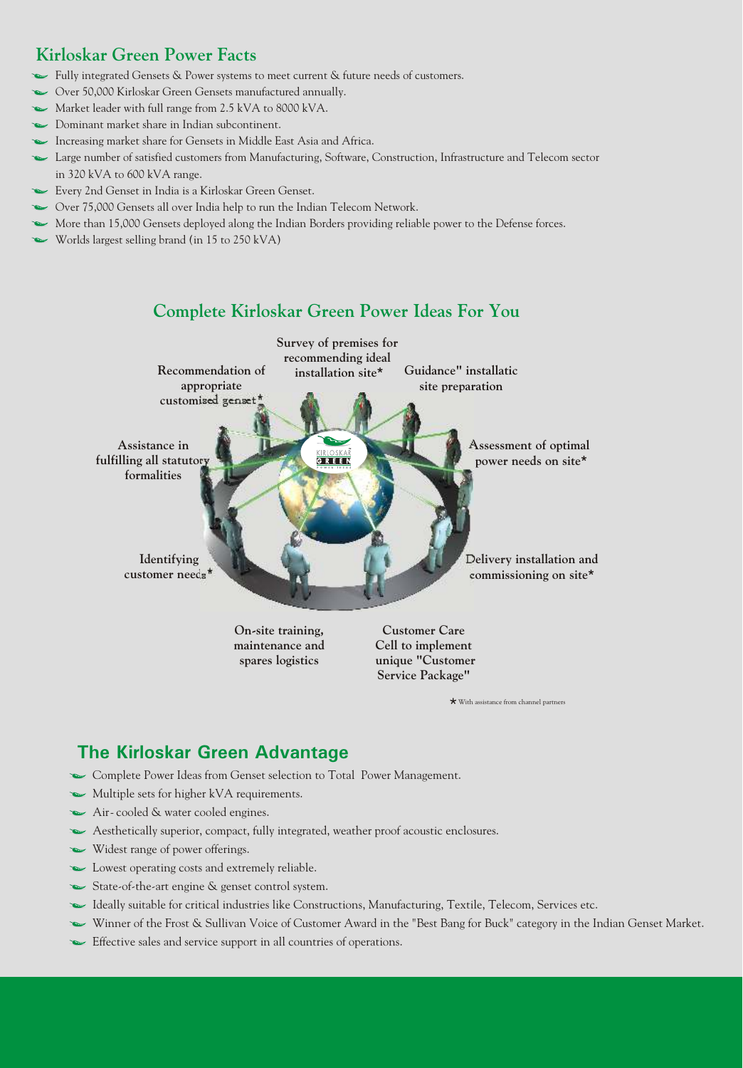## Kirloskar Green Power Facts

- Fully integrated Gensets & Power systems to meet current & future needs of customers.
- Over 50,000 Kirloskar Green Gensets manufactured annually.
- Market leader with full range from 2.5 kVA to 8000 kVA.
- Dominant market share in Indian subcontinent.
- Increasing market share for Gensets in Middle East Asia and Africa.
- Large number of satisfied customers from Manufacturing, Software, Construction, Infrastructure and Telecom sector in 320 kVA to 600 kVA range.
- Every 2nd Genset in India is a Kirloskar Green Genset.
- Over 75,000 Gensets all over India help to run the Indian Telecom Network.
- More than 15,000 Gensets deployed along the Indian Borders providing reliable power to the Defense forces.
- Worlds largest selling brand (in 15 to 250 kVA)

## Complete Kirloskar Green Power Ideas For You

- Survey of premises for recommending ideal installation site*
- Guidance" installatic site preparation
- Assessment of optimal power needs on site*
- Delivery installation and commissioning on site*
- Customer Care Cell to implement unique "Customer Service Package"
- On-site training, maintenance and spares logistics
- Identifying customer needs*
- Assistance in fulfilling all statutory formalities
- Recommendation of appropriate customised genset*

* With assistance from channel partners

## The Kirloskar Green Advantage

- Complete Power Ideas from Genset selection to Total Power Management.
- Multiple sets for higher kVA requirements.
- Air- cooled & water cooled engines.
- Aesthetically superior, compact, fully integrated, weather proof acoustic enclosures.
- Widest range of power offerings.
- Lowest operating costs and extremely reliable.
- State-of-the-art engine & genset control system.
- Ideally suitable for critical industries like Constructions, Manufacturing, Textile, Telecom, Services etc.
- Winner of the Frost & Sullivan Voice of Customer Award in the "Best Bang for Buck" category in the Indian Genset Market.
- Effective sales and service support in all countries of operations.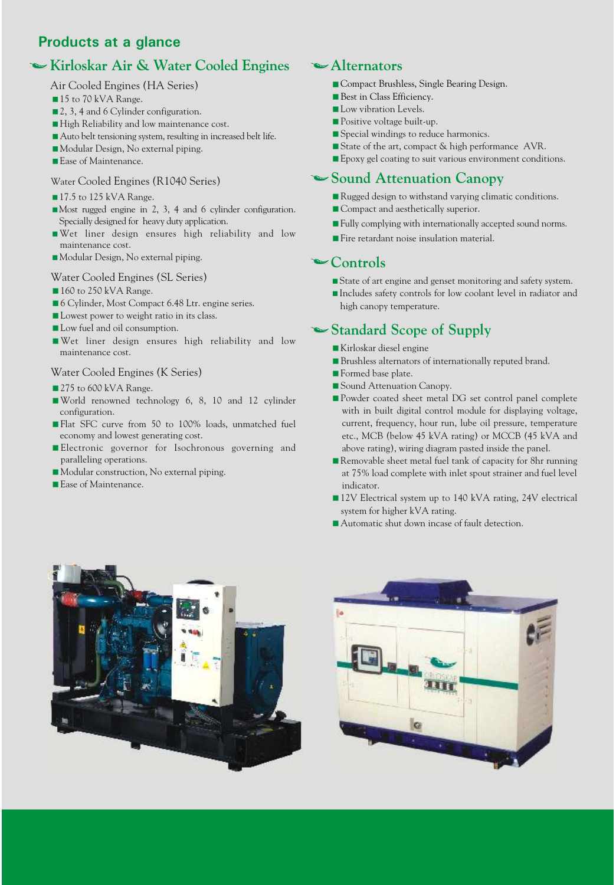## Products at a glance

### Kirloskar Air & Water Cooled Engines

#### Air Cooled Engines (HA Series)

- 15 to 70 kVA Range.
- 2, 3, 4 and 6 Cylinder configuration.
- High Reliability and low maintenance cost.
- Auto belt tensioning system, resulting in increased belt life.
- Modular Design, No external piping.
- Ease of Maintenance.

#### Water Cooled Engines (R1040 Series)

- 17.5 to 125 kVA Range.
- Most rugged engine in 2, 3, 4 and 6 cylinder configuration. Specially designed for heavy duty application.
- Wet liner design ensures high reliability and low maintenance cost.
- Modular Design, No external piping.

#### Water Cooled Engines (SL Series)

- 160 to 250 kVA Range.
- 6 Cylinder, Most Compact 6.48 Ltr. engine series.
- Lowest power to weight ratio in its class.
- Low fuel and oil consumption.
- Wet liner design ensures high reliability and low maintenance cost.

#### Water Cooled Engines (K Series)

- 275 to 600 kVA Range.
- World renowned technology 6, 8, 10 and 12 cylinder configuration.
- Flat SFC curve from 50 to 100% loads, unmatched fuel economy and lowest generating cost.
- Electronic governor for Isochronous governing and paralleling operations.
- Modular construction, No external piping.
- Ease of Maintenance.

### Alternators

- Compact Brushless, Single Bearing Design.
- Best in Class Efficiency.
- Low vibration Levels.
- Positive voltage built-up.
- Special windings to reduce harmonics.
- State of the art, compact & high performance AVR.
- Epoxy gel coating to suit various environment conditions.

### Sound Attenuation Canopy

- Rugged design to withstand varying climatic conditions.
- Compact and aesthetically superior.
- Fully complying with internationally accepted sound norms.
- Fire retardant noise insulation material.

### Controls

- State of art engine and genset monitoring and safety system.
- Includes safety controls for low coolant level in radiator and high canopy temperature.

### Standard Scope of Supply

- Kirloskar diesel engine
- Brushless alternators of internationally reputed brand.
- Formed base plate.
- Sound Attenuation Canopy.
- Powder coated sheet metal DG set control panel complete with in built digital control module for displaying voltage, current, frequency, hour run, lube oil pressure, temperature etc., MCB (below 45 kVA rating) or MCCB (45 kVA and above rating), wiring diagram pasted inside the panel.
- Removable sheet metal fuel tank of capacity for 8hr running at 75% load complete with inlet spout strainer and fuel level indicator.
- 12V Electrical system up to 140 kVA rating, 24V electrical system for higher kVA rating.
- Automatic shut down incase of fault detection.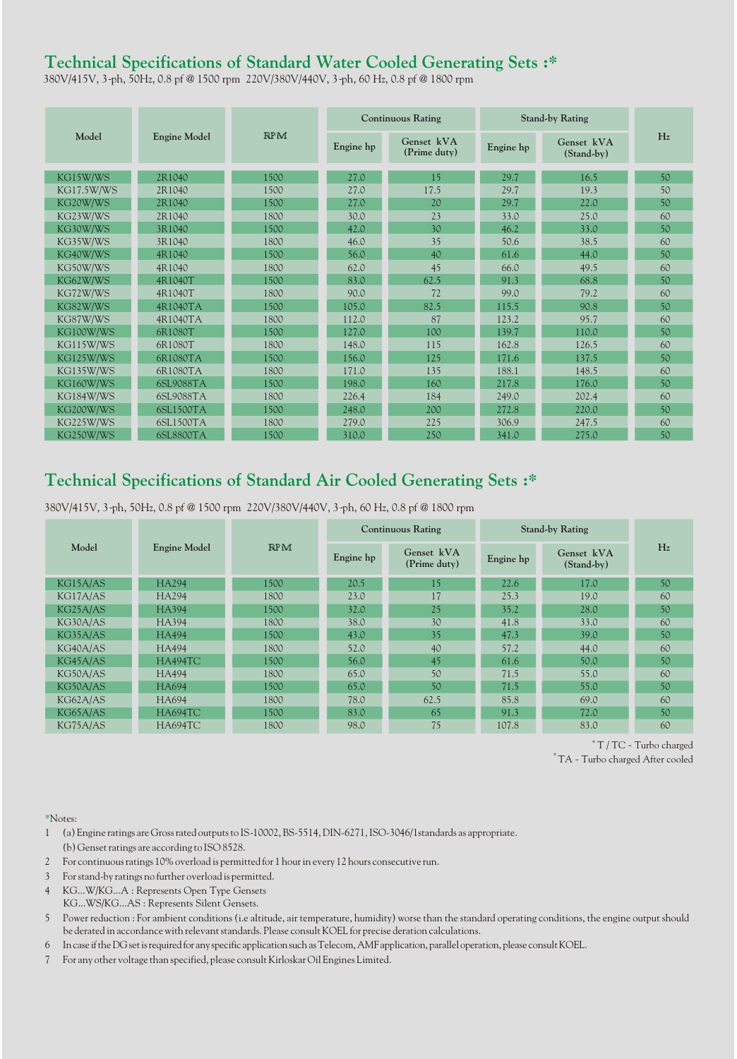## Technical Specifications of Standard Water Cooled Generating Sets :*

380V/415V, 3-ph, 50Hz, 0.8 pf @ 1500 rpm 220V/380V/440V, 3-ph, 60 Hz, 0.8 pf @ 1800 rpm

| Model | Engine Model | RPM | Continuous Rating | | Stand-by Rating | | Hz |
|---|---|---|---|---|---|---|---|
| | | | Engine hp | Genset kVA (Prime duty) | Engine hp | Genset kVA (Stand-by) | |
| KG15W/WS | 2R1040 | 1500 | 27.0 | 15 | 29.7 | 16.5 | 50 |
| KG17.5W/WS | 2R1040 | 1500 | 27.0 | 17.5 | 29.7 | 19.3 | 50 |
| KG20W/WS | 2R1040 | 1500 | 27.0 | 20 | 29.7 | 22.0 | 50 |
| KG23W/WS | 2R1040 | 1800 | 30.0 | 23 | 33.0 | 25.0 | 60 |
| KG30W/WS | 3R1040 | 1500 | 42.0 | 30 | 46.2 | 33.0 | 50 |
| KG35W/WS | 3R1040 | 1800 | 46.0 | 35 | 50.6 | 38.5 | 60 |
| KG40W/WS | 4R1040 | 1500 | 56.0 | 40 | 61.6 | 44.0 | 50 |
| KG50W/WS | 4R1040 | 1800 | 62.0 | 45 | 66.0 | 49.5 | 60 |
| KG62W/WS | 4R1040T | 1500 | 83.0 | 62.5 | 91.3 | 68.8 | 50 |
| KG72W/WS | 4R1040T | 1800 | 90.0 | 72 | 99.0 | 79.2 | 60 |
| KG82W/WS | 4R1040TA | 1500 | 105.0 | 82.5 | 115.5 | 90.8 | 50 |
| KG87W/WS | 4R1040TA | 1800 | 112.0 | 87 | 123.2 | 95.7 | 60 |
| KG100W/WS | 6R1080T | 1500 | 127.0 | 100 | 139.7 | 110.0 | 50 |
| KG115W/WS | 6R1080T | 1800 | 148.0 | 115 | 162.8 | 126.5 | 60 |
| KG125W/WS | 6R1080TA | 1500 | 156.0 | 125 | 171.6 | 137.5 | 50 |
| KG135W/WS | 6R1080TA | 1800 | 171.0 | 135 | 188.1 | 148.5 | 60 |
| KG160W/WS | 6SL9088TA | 1500 | 198.0 | 160 | 217.8 | 176.0 | 50 |
| KG184W/WS | 6SL9088TA | 1800 | 226.4 | 184 | 249.0 | 202.4 | 60 |
| KG200W/WS | 6SL1500TA | 1500 | 248.0 | 200 | 272.8 | 220.0 | 50 |
| KG225W/WS | 6SL1500TA | 1800 | 279.0 | 225 | 306.9 | 247.5 | 60 |
| KG250W/WS | 6SL8800TA | 1500 | 310.0 | 250 | 341.0 | 275.0 | 50 |

## Technical Specifications of Standard Air Cooled Generating Sets :*

380V/415V, 3-ph, 50Hz, 0.8 pf @ 1500 rpm 220V/380V/440V, 3-ph, 60 Hz, 0.8 pf @ 1800 rpm

| Model | Engine Model | RPM | Continuous Rating | | Stand-by Rating | | Hz |
|---|---|---|---|---|---|---|---|
| | | | Engine hp | Genset kVA (Prime duty) | Engine hp | Genset kVA (Stand-by) | |
| KG15A/AS | HA294 | 1500 | 20.5 | 15 | 22.6 | 17.0 | 50 |
| KG17A/AS | HA294 | 1800 | 23.0 | 17 | 25.3 | 19.0 | 60 |
| KG25A/AS | HA394 | 1500 | 32.0 | 25 | 35.2 | 28.0 | 50 |
| KG30A/AS | HA394 | 1800 | 38.0 | 30 | 41.8 | 33.0 | 60 |
| KG35A/AS | HA494 | 1500 | 43.0 | 35 | 47.3 | 39.0 | 50 |
| KG40A/AS | HA494 | 1800 | 52.0 | 40 | 57.2 | 44.0 | 60 |
| KG45A/AS | HA494TC | 1500 | 56.0 | 45 | 61.6 | 50.0 | 50 |
| KG50A/AS | HA494 | 1800 | 65.0 | 50 | 71.5 | 55.0 | 60 |
| KG50A/AS | HA694 | 1500 | 65.0 | 50 | 71.5 | 55.0 | 50 |
| KG62A/AS | HA694 | 1800 | 78.0 | 62.5 | 85.8 | 69.0 | 60 |
| KG65A/AS | HA694TC | 1500 | 83.0 | 65 | 91.3 | 72.0 | 50 |
| KG75A/AS | HA694TC | 1800 | 98.0 | 75 | 107.8 | 83.0 | 60 |

* T / TC - Turbo charged
* TA - Turbo charged After cooled

*Notes:

1. (a) Engine ratings are Gross rated outputs to IS-10002, BS-5514, DIN-6271, ISO-3046/1standards as appropriate.
   (b) Genset ratings are according to ISO 8528.
2. For continuous ratings 10% overload is permitted for 1 hour in every 12 hours consecutive run.
3. For stand-by ratings no further overload is permitted.
4. KG...W/KG...A : Represents Open Type Gensets
   KG...WS/KG...AS : Represents Silent Gensets.
5. Power reduction : For ambient conditions (i.e altitude, air temperature, humidity) worse than the standard operating conditions, the engine output should be derated in accordance with relevant standards. Please consult KOEL for precise deration calculations.
6. In case if the DG set is required for any specific application such as Telecom, AMF application, parallel operation, please consult KOEL.
7. For any other voltage than specified, please consult Kirloskar Oil Engines Limited.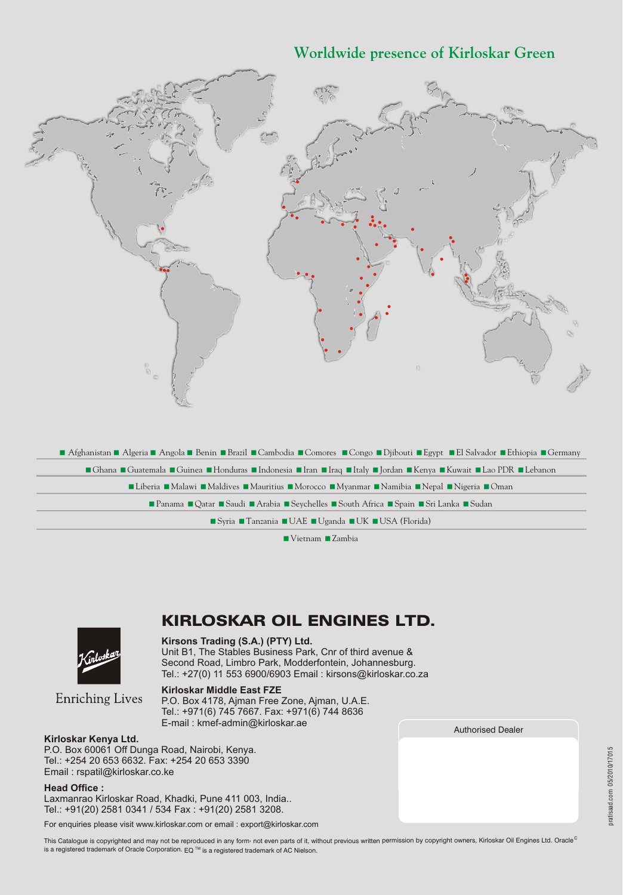## Worldwide presence of Kirloskar Green

■ Afghanistan ■ Algeria ■ Angola ■ Benin ■ Brazil ■ Cambodia ■ Comores ■ Congo ■ Djibouti ■ Egypt ■ El Salvador ■ Ethiopia ■ Germany

■ Ghana ■ Guatemala ■ Guinea ■ Honduras ■ Indonesia ■ Iran ■ Iraq ■ Italy ■ Jordan ■ Kenya ■ Kuwait ■ Lao PDR ■ Lebanon

■ Liberia ■ Malawi ■ Maldives ■ Mauritius ■ Morocco ■ Myanmar ■ Namibia ■ Nepal ■ Nigeria ■ Oman

■ Panama ■ Qatar ■ Saudi ■ Arabia ■ Seychelles ■ South Africa ■ Spain ■ Sri Lanka ■ Sudan

■ Syria ■ Tanzania ■ UAE ■ Uganda ■ UK ■ USA (Florida)

■ Vietnam ■ Zambia

Kirloskar

Enriching Lives

# KIRLOSKAR OIL ENGINES LTD.

**Kirsons Trading (S.A.) (PTY) Ltd.**
Unit B1, The Stables Business Park, Cnr of third avenue &
Second Road, Limbro Park, Modderfontein, Johannesburg.
Tel.: +27(0) 11 553 6900/6903 Email : kirsons@kirloskar.co.za

**Kirloskar Middle East FZE**
P.O. Box 4178, Ajman Free Zone, Ajman, U.A.E.
Tel.: +971(6) 745 7667. Fax: +971(6) 744 8636
E-mail : kmef-admin@kirloskar.ae

**Kirloskar Kenya Ltd.**
P.O. Box 60061 Off Dunga Road, Nairobi, Kenya.
Tel.: +254 20 653 6632. Fax: +254 20 653 3390
Email : rspatil@kirloskar.co.ke

**Head Office :**
Laxmanrao Kirloskar Road, Khadki, Pune 411 003, India..
Tel.: +91(20) 2581 0341 / 534 Fax : +91(20) 2581 3208.

For enquiries please visit www.kirloskar.com or email : export@kirloskar.com

Authorised Dealer

This Catalogue is copyrighted and may not be reproduced in any form, not even parts of it, without previous written permission by copyright owners, Kirloskar Oil Engines Ltd. Oracle© is a registered trademark of Oracle Corporation. EQ™ is a registered trademark of AC Nielson.

pratisad.com 05/2010/17015